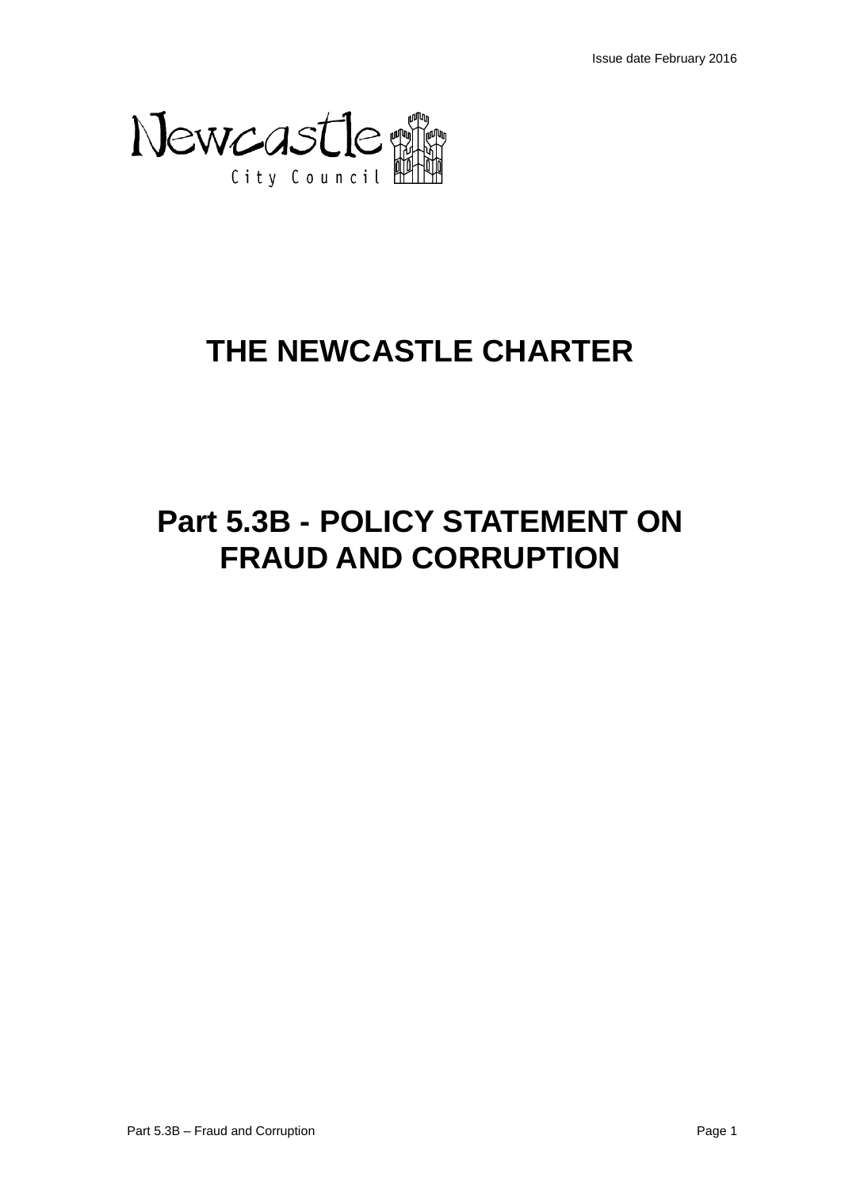Issue date February 2016

Newcastle City Council

# THE NEWCASTLE CHARTER

# Part 5.3B - POLICY STATEMENT ON FRAUD AND CORRUPTION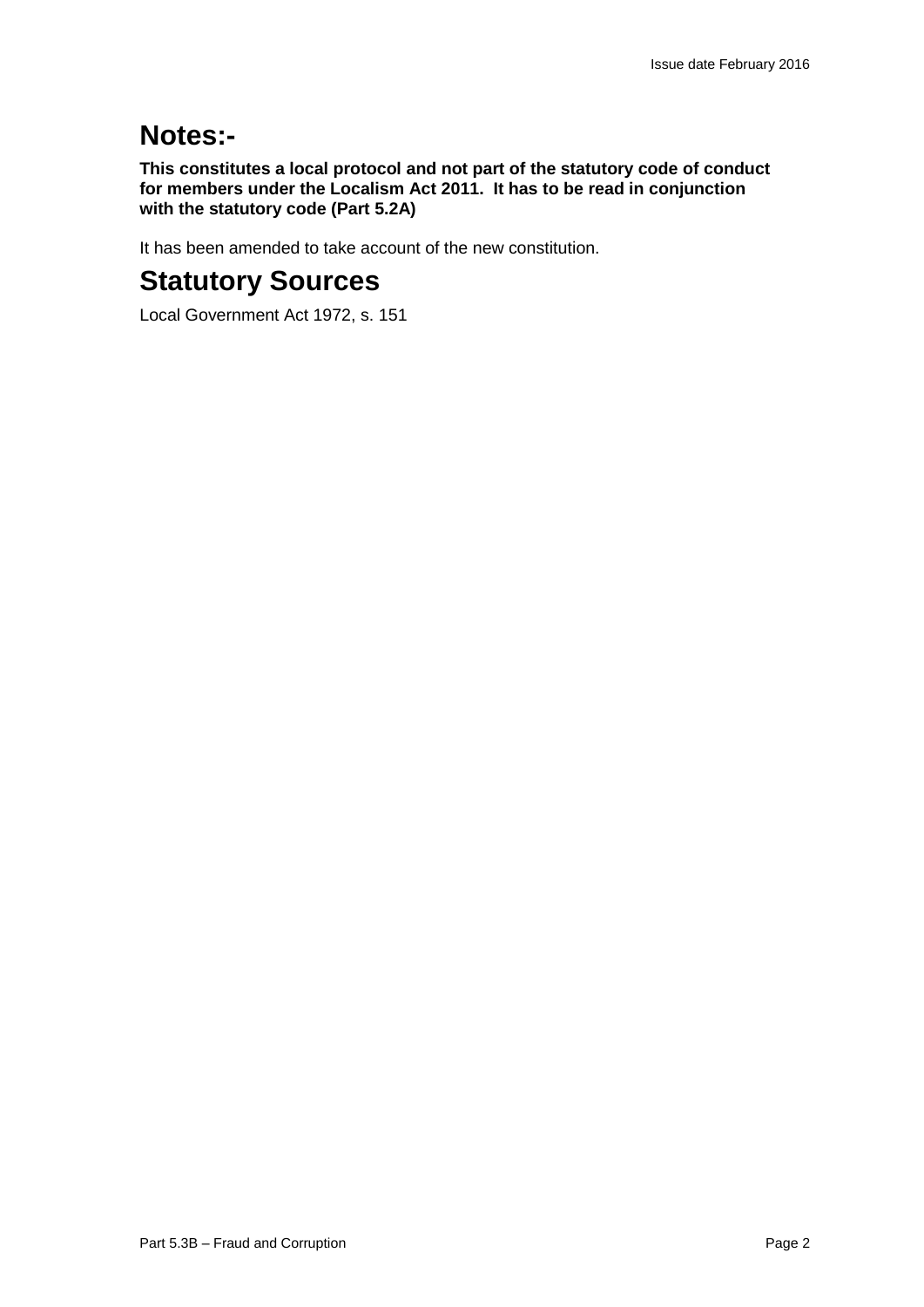# Notes:-

**This constitutes a local protocol and not part of the statutory code of conduct for members under the Localism Act 2011. It has to be read in conjunction with the statutory code (Part 5.2A)**

It has been amended to take account of the new constitution.

# Statutory Sources

Local Government Act 1972, s. 151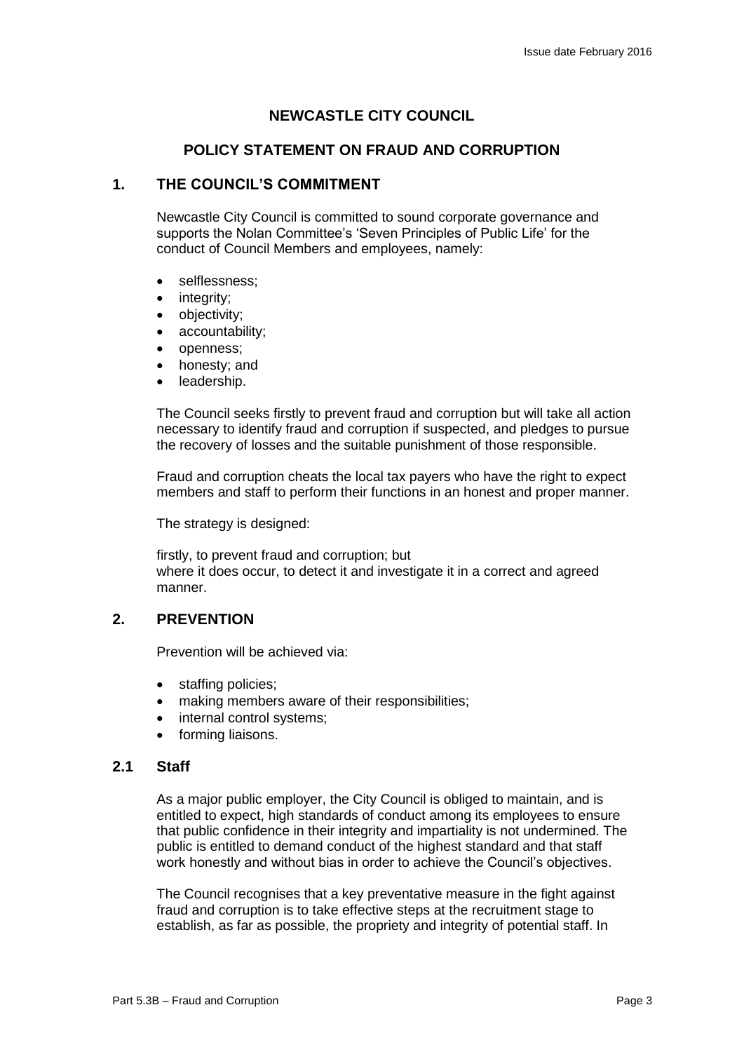# NEWCASTLE CITY COUNCIL

## POLICY STATEMENT ON FRAUD AND CORRUPTION

## 1. THE COUNCIL'S COMMITMENT

Newcastle City Council is committed to sound corporate governance and supports the Nolan Committee's 'Seven Principles of Public Life' for the conduct of Council Members and employees, namely:

- selflessness;
- integrity;
- objectivity;
- accountability;
- openness;
- honesty; and
- leadership.

The Council seeks firstly to prevent fraud and corruption but will take all action necessary to identify fraud and corruption if suspected, and pledges to pursue the recovery of losses and the suitable punishment of those responsible.

Fraud and corruption cheats the local tax payers who have the right to expect members and staff to perform their functions in an honest and proper manner.

The strategy is designed:

firstly, to prevent fraud and corruption; but
where it does occur, to detect it and investigate it in a correct and agreed manner.

## 2. PREVENTION

Prevention will be achieved via:

- staffing policies;
- making members aware of their responsibilities;
- internal control systems;
- forming liaisons.

### 2.1 Staff

As a major public employer, the City Council is obliged to maintain, and is entitled to expect, high standards of conduct among its employees to ensure that public confidence in their integrity and impartiality is not undermined. The public is entitled to demand conduct of the highest standard and that staff work honestly and without bias in order to achieve the Council's objectives.

The Council recognises that a key preventative measure in the fight against fraud and corruption is to take effective steps at the recruitment stage to establish, as far as possible, the propriety and integrity of potential staff. In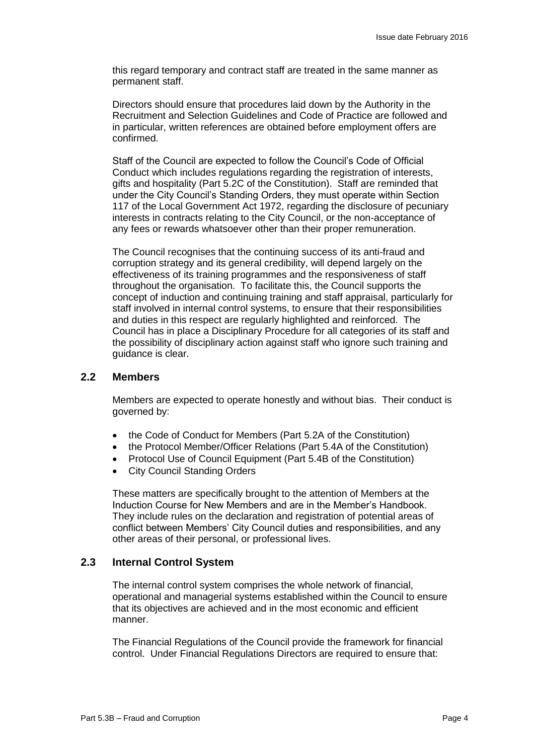this regard temporary and contract staff are treated in the same manner as permanent staff.

Directors should ensure that procedures laid down by the Authority in the Recruitment and Selection Guidelines and Code of Practice are followed and in particular, written references are obtained before employment offers are confirmed.

Staff of the Council are expected to follow the Council's Code of Official Conduct which includes regulations regarding the registration of interests, gifts and hospitality (Part 5.2C of the Constitution). Staff are reminded that under the City Council's Standing Orders, they must operate within Section 117 of the Local Government Act 1972, regarding the disclosure of pecuniary interests in contracts relating to the City Council, or the non-acceptance of any fees or rewards whatsoever other than their proper remuneration.

The Council recognises that the continuing success of its anti-fraud and corruption strategy and its general credibility, will depend largely on the effectiveness of its training programmes and the responsiveness of staff throughout the organisation. To facilitate this, the Council supports the concept of induction and continuing training and staff appraisal, particularly for staff involved in internal control systems, to ensure that their responsibilities and duties in this respect are regularly highlighted and reinforced. The Council has in place a Disciplinary Procedure for all categories of its staff and the possibility of disciplinary action against staff who ignore such training and guidance is clear.

## 2.2 Members

Members are expected to operate honestly and without bias. Their conduct is governed by:

- the Code of Conduct for Members (Part 5.2A of the Constitution)
- the Protocol Member/Officer Relations (Part 5.4A of the Constitution)
- Protocol Use of Council Equipment (Part 5.4B of the Constitution)
- City Council Standing Orders

These matters are specifically brought to the attention of Members at the Induction Course for New Members and are in the Member's Handbook. They include rules on the declaration and registration of potential areas of conflict between Members' City Council duties and responsibilities, and any other areas of their personal, or professional lives.

## 2.3 Internal Control System

The internal control system comprises the whole network of financial, operational and managerial systems established within the Council to ensure that its objectives are achieved and in the most economic and efficient manner.

The Financial Regulations of the Council provide the framework for financial control. Under Financial Regulations Directors are required to ensure that: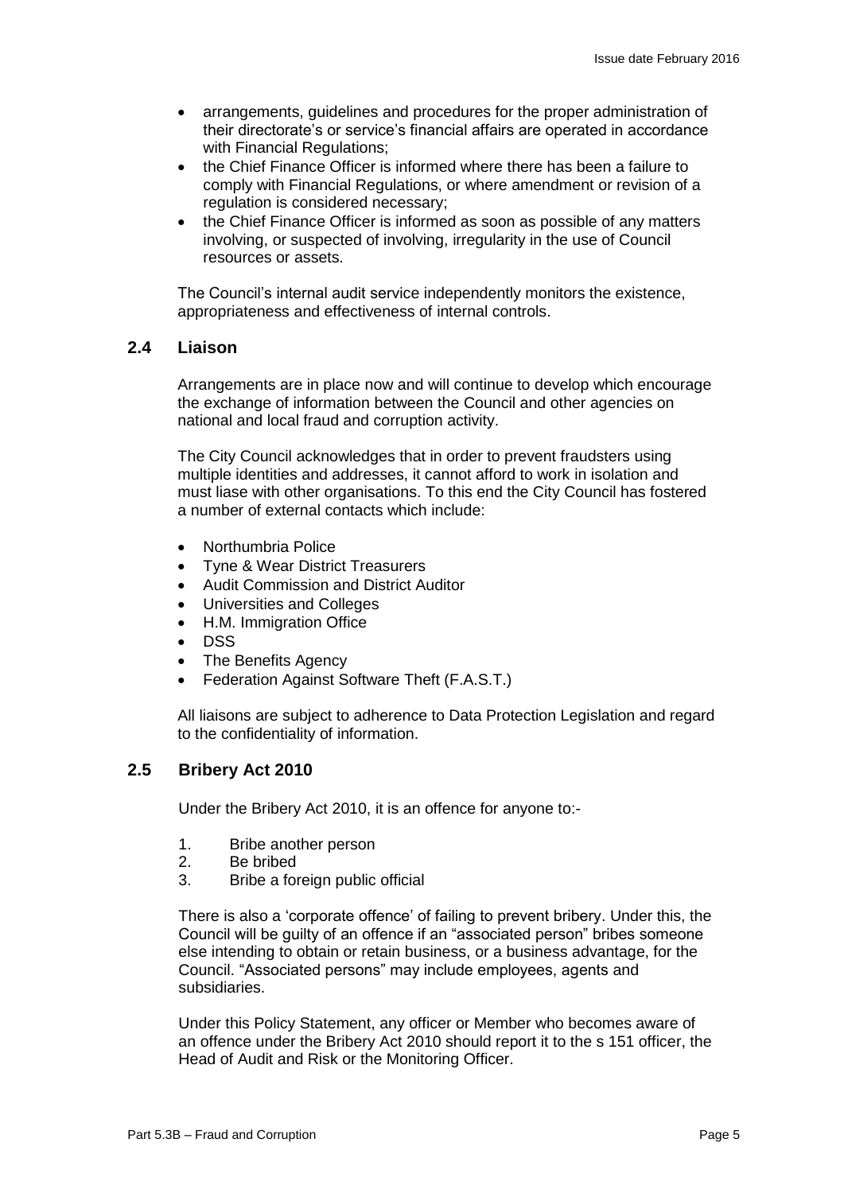- arrangements, guidelines and procedures for the proper administration of their directorate's or service's financial affairs are operated in accordance with Financial Regulations;
- the Chief Finance Officer is informed where there has been a failure to comply with Financial Regulations, or where amendment or revision of a regulation is considered necessary;
- the Chief Finance Officer is informed as soon as possible of any matters involving, or suspected of involving, irregularity in the use of Council resources or assets.

The Council's internal audit service independently monitors the existence, appropriateness and effectiveness of internal controls.

## 2.4 Liaison

Arrangements are in place now and will continue to develop which encourage the exchange of information between the Council and other agencies on national and local fraud and corruption activity.

The City Council acknowledges that in order to prevent fraudsters using multiple identities and addresses, it cannot afford to work in isolation and must liase with other organisations. To this end the City Council has fostered a number of external contacts which include:

- Northumbria Police
- Tyne & Wear District Treasurers
- Audit Commission and District Auditor
- Universities and Colleges
- H.M. Immigration Office
- DSS
- The Benefits Agency
- Federation Against Software Theft (F.A.S.T.)

All liaisons are subject to adherence to Data Protection Legislation and regard to the confidentiality of information.

## 2.5 Bribery Act 2010

Under the Bribery Act 2010, it is an offence for anyone to:-

1. Bribe another person
2. Be bribed
3. Bribe a foreign public official

There is also a 'corporate offence' of failing to prevent bribery. Under this, the Council will be guilty of an offence if an "associated person" bribes someone else intending to obtain or retain business, or a business advantage, for the Council. "Associated persons" may include employees, agents and subsidiaries.

Under this Policy Statement, any officer or Member who becomes aware of an offence under the Bribery Act 2010 should report it to the s 151 officer, the Head of Audit and Risk or the Monitoring Officer.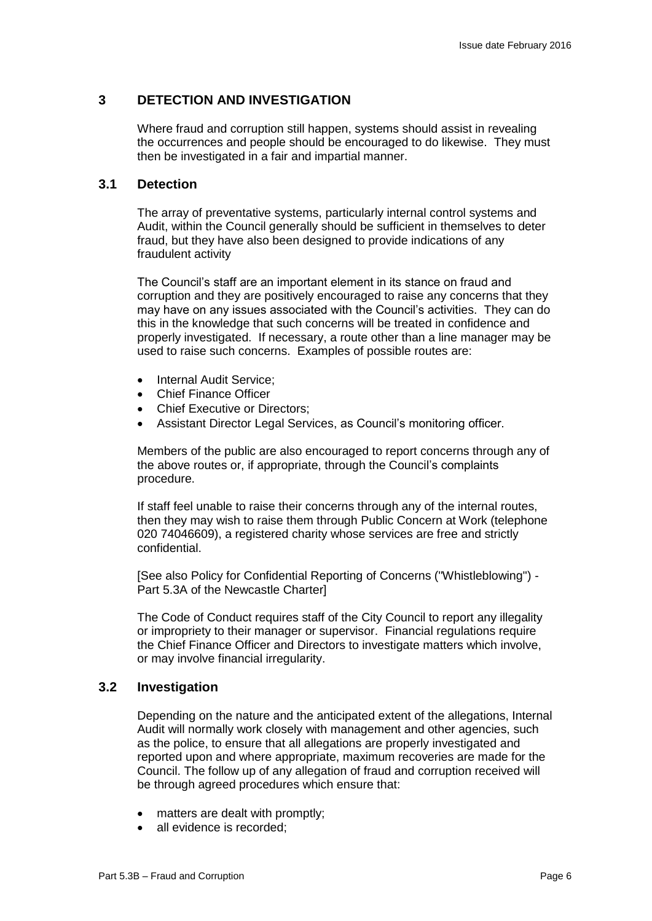## 3 DETECTION AND INVESTIGATION

Where fraud and corruption still happen, systems should assist in revealing the occurrences and people should be encouraged to do likewise. They must then be investigated in a fair and impartial manner.

### 3.1 Detection

The array of preventative systems, particularly internal control systems and Audit, within the Council generally should be sufficient in themselves to deter fraud, but they have also been designed to provide indications of any fraudulent activity

The Council's staff are an important element in its stance on fraud and corruption and they are positively encouraged to raise any concerns that they may have on any issues associated with the Council's activities. They can do this in the knowledge that such concerns will be treated in confidence and properly investigated. If necessary, a route other than a line manager may be used to raise such concerns. Examples of possible routes are:

- Internal Audit Service;
- Chief Finance Officer
- Chief Executive or Directors;
- Assistant Director Legal Services, as Council's monitoring officer.

Members of the public are also encouraged to report concerns through any of the above routes or, if appropriate, through the Council's complaints procedure.

If staff feel unable to raise their concerns through any of the internal routes, then they may wish to raise them through Public Concern at Work (telephone 020 74046609), a registered charity whose services are free and strictly confidential.

[See also Policy for Confidential Reporting of Concerns ("Whistleblowing") - Part 5.3A of the Newcastle Charter]

The Code of Conduct requires staff of the City Council to report any illegality or impropriety to their manager or supervisor. Financial regulations require the Chief Finance Officer and Directors to investigate matters which involve, or may involve financial irregularity.

### 3.2 Investigation

Depending on the nature and the anticipated extent of the allegations, Internal Audit will normally work closely with management and other agencies, such as the police, to ensure that all allegations are properly investigated and reported upon and where appropriate, maximum recoveries are made for the Council. The follow up of any allegation of fraud and corruption received will be through agreed procedures which ensure that:

- matters are dealt with promptly;
- all evidence is recorded;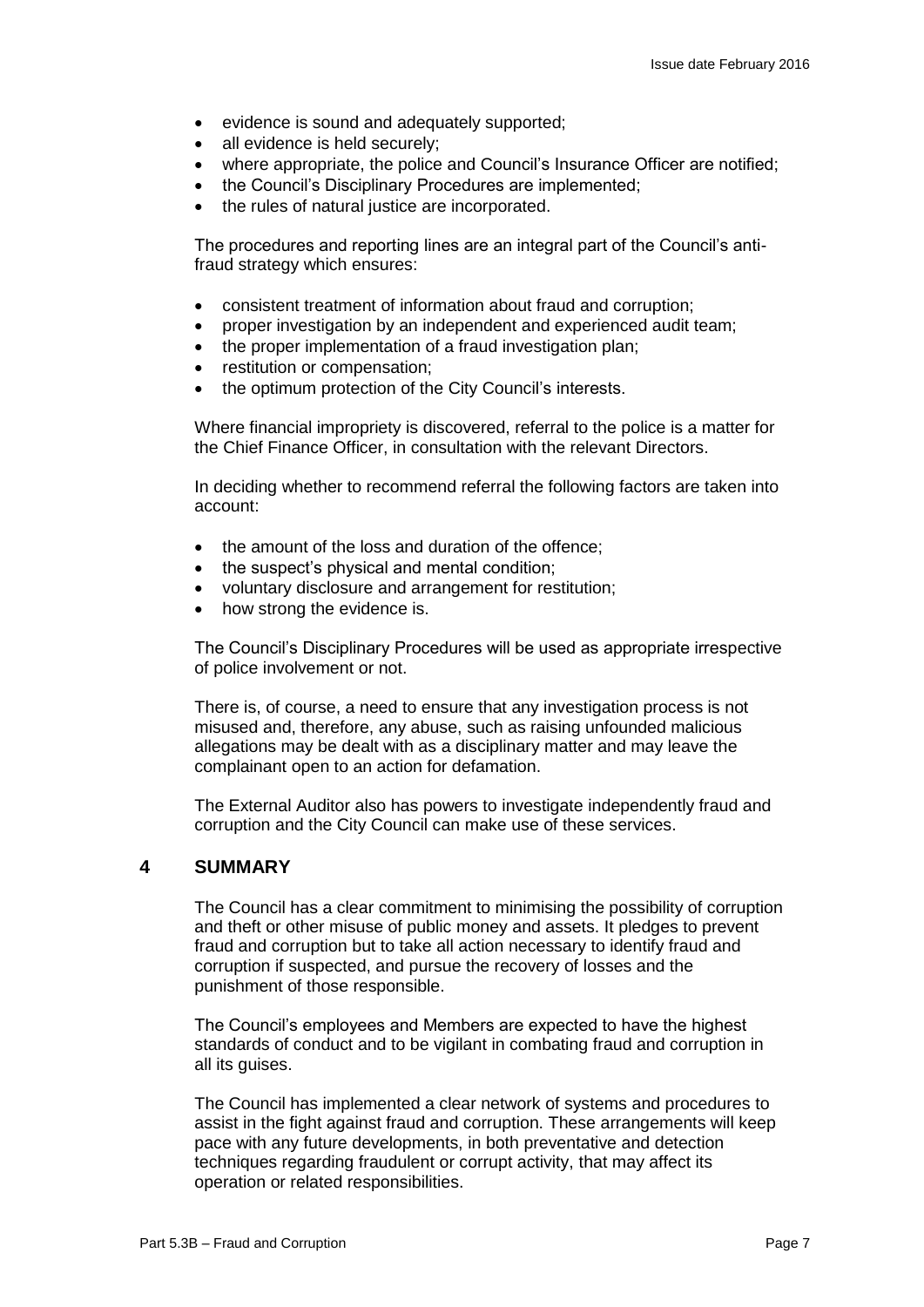- evidence is sound and adequately supported;
- all evidence is held securely;
- where appropriate, the police and Council's Insurance Officer are notified;
- the Council's Disciplinary Procedures are implemented;
- the rules of natural justice are incorporated.

The procedures and reporting lines are an integral part of the Council's anti-fraud strategy which ensures:

- consistent treatment of information about fraud and corruption;
- proper investigation by an independent and experienced audit team;
- the proper implementation of a fraud investigation plan;
- restitution or compensation;
- the optimum protection of the City Council's interests.

Where financial impropriety is discovered, referral to the police is a matter for the Chief Finance Officer, in consultation with the relevant Directors.

In deciding whether to recommend referral the following factors are taken into account:

- the amount of the loss and duration of the offence;
- the suspect's physical and mental condition;
- voluntary disclosure and arrangement for restitution;
- how strong the evidence is.

The Council's Disciplinary Procedures will be used as appropriate irrespective of police involvement or not.

There is, of course, a need to ensure that any investigation process is not misused and, therefore, any abuse, such as raising unfounded malicious allegations may be dealt with as a disciplinary matter and may leave the complainant open to an action for defamation.

The External Auditor also has powers to investigate independently fraud and corruption and the City Council can make use of these services.

## 4 SUMMARY

The Council has a clear commitment to minimising the possibility of corruption and theft or other misuse of public money and assets. It pledges to prevent fraud and corruption but to take all action necessary to identify fraud and corruption if suspected, and pursue the recovery of losses and the punishment of those responsible.

The Council's employees and Members are expected to have the highest standards of conduct and to be vigilant in combating fraud and corruption in all its guises.

The Council has implemented a clear network of systems and procedures to assist in the fight against fraud and corruption. These arrangements will keep pace with any future developments, in both preventative and detection techniques regarding fraudulent or corrupt activity, that may affect its operation or related responsibilities.